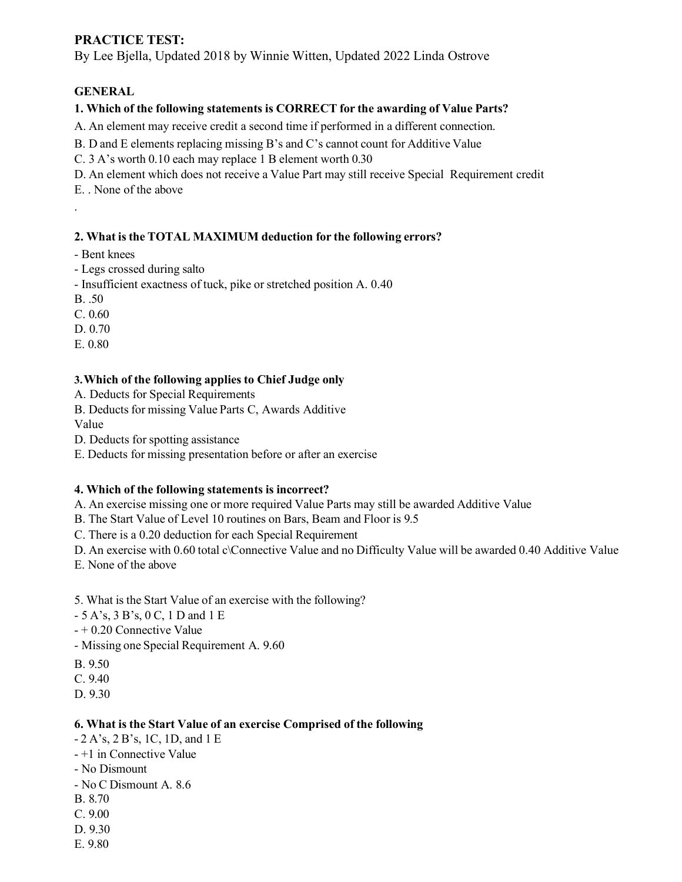## PRACTICE TEST:

By Lee Bjella, Updated 2018 by Winnie Witten, Updated 2022 Linda Ostrove

### GENERAL

**1. Which of the following statements is CORRECT for the awarding of Value Parts?**

A. An element may receive credit a second time if performed in a different connection.

B. D and E elements replacing missing B's and C's cannot count for Additive Value

C. 3 A's worth 0.10 each may replace 1 B element worth 0.30

D. An element which does not receive a Value Part may still receive Special Requirement credit

E. . None of the above

.

**2. What is the TOTAL MAXIMUM deduction for the following errors?**

- Bent knees
- Legs crossed during salto
- Insufficient exactness of tuck, pike or stretched position A. 0.40

B. .50

C. 0.60

D. 0.70

E. 0.80

**3. Which of the following applies to Chief Judge only**

A. Deducts for Special Requirements

B. Deducts for missing Value Parts C, Awards Additive Value

D. Deducts for spotting assistance

E. Deducts for missing presentation before or after an exercise

**4. Which of the following statements is incorrect?**

A. An exercise missing one or more required Value Parts may still be awarded Additive Value

B. The Start Value of Level 10 routines on Bars, Beam and Floor is 9.5

C. There is a 0.20 deduction for each Special Requirement

D. An exercise with 0.60 total c\Connective Value and no Difficulty Value will be awarded 0.40 Additive Value

E. None of the above

5. What is the Start Value of an exercise with the following?

- 5 A's, 3 B's, 0 C, 1 D and 1 E
- + 0.20 Connective Value
- Missing one Special Requirement A. 9.60

B. 9.50

C. 9.40

D. 9.30

**6. What is the Start Value of an exercise Comprised of the following**

- 2 A's, 2 B's, 1C, 1D, and 1 E
- +1 in Connective Value
- No Dismount
- No C Dismount A. 8.6

B. 8.70

C. 9.00

D. 9.30

E. 9.80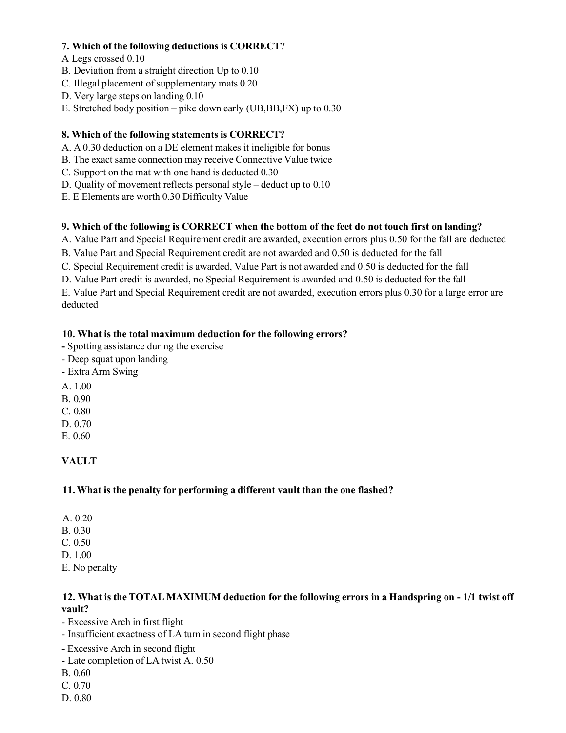**7. Which of the following deductions is CORRECT**?

A Legs crossed 0.10
B. Deviation from a straight direction Up to 0.10
C. Illegal placement of supplementary mats 0.20
D. Very large steps on landing 0.10
E. Stretched body position – pike down early (UB,BB,FX) up to 0.30

**8. Which of the following statements is CORRECT?**

A. A 0.30 deduction on a DE element makes it ineligible for bonus
B. The exact same connection may receive Connective Value twice
C. Support on the mat with one hand is deducted 0.30
D. Quality of movement reflects personal style – deduct up to 0.10
E. E Elements are worth 0.30 Difficulty Value

**9. Which of the following is CORRECT when the bottom of the feet do not touch first on landing?**

A. Value Part and Special Requirement credit are awarded, execution errors plus 0.50 for the fall are deducted
B. Value Part and Special Requirement credit are not awarded and 0.50 is deducted for the fall
C. Special Requirement credit is awarded, Value Part is not awarded and 0.50 is deducted for the fall
D. Value Part credit is awarded, no Special Requirement is awarded and 0.50 is deducted for the fall
E. Value Part and Special Requirement credit are not awarded, execution errors plus 0.30 for a large error are deducted

**10. What is the total maximum deduction for the following errors?**

- Spotting assistance during the exercise
- Deep squat upon landing
- Extra Arm Swing

A. 1.00
B. 0.90
C. 0.80
D. 0.70
E. 0.60

**VAULT**

**11. What is the penalty for performing a different vault than the one flashed?**

A. 0.20
B. 0.30
C. 0.50
D. 1.00
E. No penalty

**12. What is the TOTAL MAXIMUM deduction for the following errors in a Handspring on - 1/1 twist off vault?**

- Excessive Arch in first flight
- Insufficient exactness of LA turn in second flight phase
- Excessive Arch in second flight
- Late completion of LA twist A. 0.50

B. 0.60
C. 0.70
D. 0.80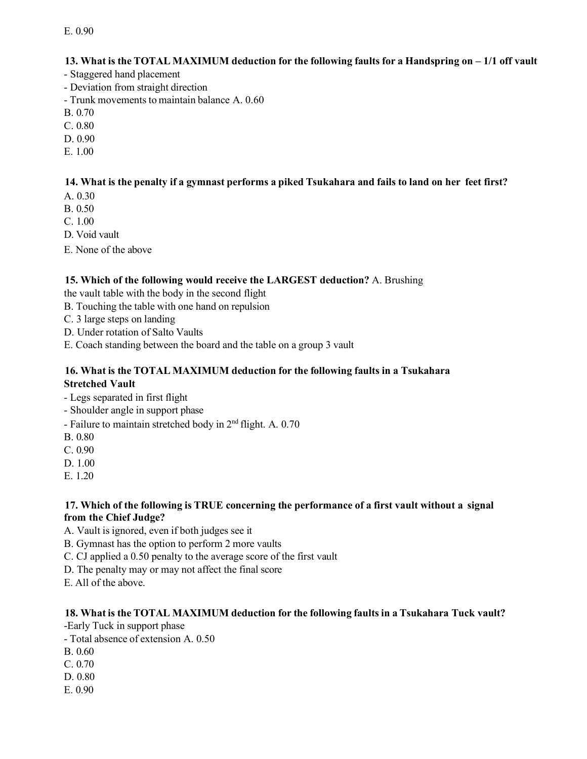E. 0.90

**13. What is the TOTAL MAXIMUM deduction for the following faults for a Handspring on – 1/1 off vault**

- Staggered hand placement
- Deviation from straight direction
- Trunk movements to maintain balance A. 0.60

B. 0.70
C. 0.80
D. 0.90
E. 1.00

**14. What is the penalty if a gymnast performs a piked Tsukahara and fails to land on her feet first?**

A. 0.30
B. 0.50
C. 1.00
D. Void vault
E. None of the above

**15. Which of the following would receive the LARGEST deduction?** A. Brushing the vault table with the body in the second flight

B. Touching the table with one hand on repulsion
C. 3 large steps on landing
D. Under rotation of Salto Vaults
E. Coach standing between the board and the table on a group 3 vault

**16. What is the TOTAL MAXIMUM deduction for the following faults in a Tsukahara Stretched Vault**

- Legs separated in first flight
- Shoulder angle in support phase
- Failure to maintain stretched body in 2nd flight. A. 0.70

B. 0.80
C. 0.90
D. 1.00
E. 1.20

**17. Which of the following is TRUE concerning the performance of a first vault without a signal from the Chief Judge?**

A. Vault is ignored, even if both judges see it
B. Gymnast has the option to perform 2 more vaults
C. CJ applied a 0.50 penalty to the average score of the first vault
D. The penalty may or may not affect the final score
E. All of the above.

**18. What is the TOTAL MAXIMUM deduction for the following faults in a Tsukahara Tuck vault?**

- Early Tuck in support phase
- Total absence of extension A. 0.50

B. 0.60
C. 0.70
D. 0.80
E. 0.90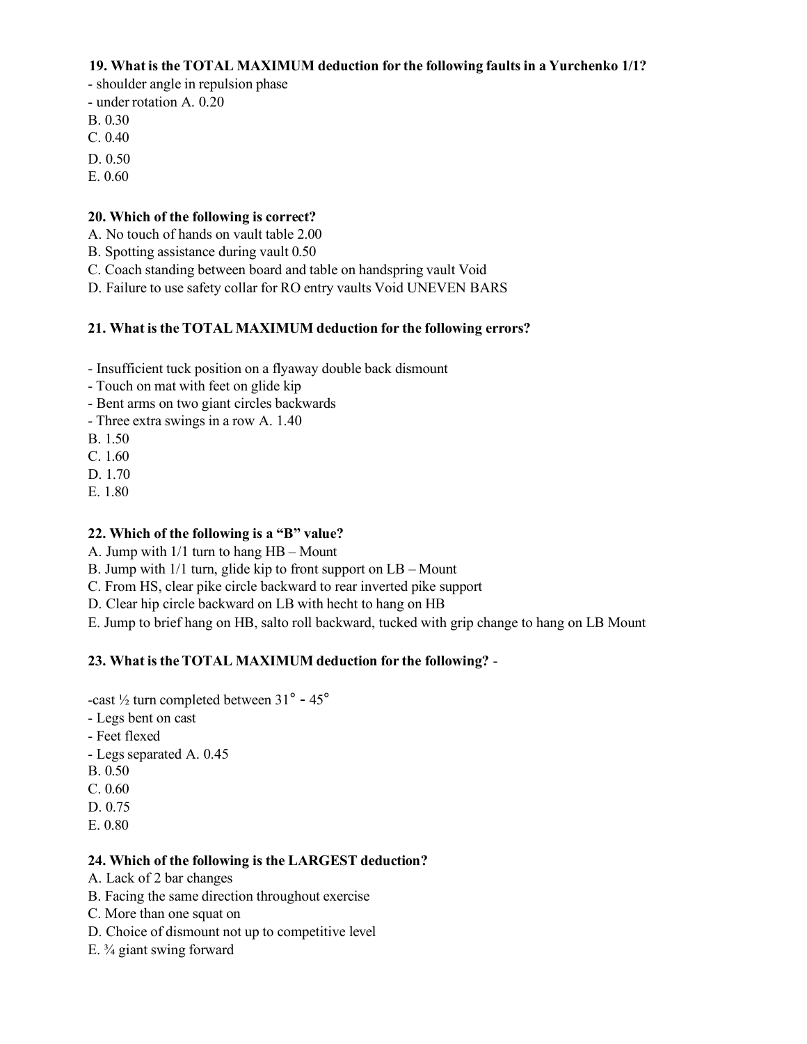**19. What is the TOTAL MAXIMUM deduction for the following faults in a Yurchenko 1/1?**

- shoulder angle in repulsion phase
- under rotation A. 0.20

B. 0.30

C. 0.40

D. 0.50

E. 0.60

**20. Which of the following is correct?**

A. No touch of hands on vault table 2.00

B. Spotting assistance during vault 0.50

C. Coach standing between board and table on handspring vault Void

D. Failure to use safety collar for RO entry vaults Void UNEVEN BARS

**21. What is the TOTAL MAXIMUM deduction for the following errors?**

- Insufficient tuck position on a flyaway double back dismount
- Touch on mat with feet on glide kip
- Bent arms on two giant circles backwards
- Three extra swings in a row A. 1.40

B. 1.50

C. 1.60

D. 1.70

E. 1.80

**22. Which of the following is a "B" value?**

A. Jump with 1/1 turn to hang HB – Mount

B. Jump with 1/1 turn, glide kip to front support on LB – Mount

C. From HS, clear pike circle backward to rear inverted pike support

D. Clear hip circle backward on LB with hecht to hang on HB

E. Jump to brief hang on HB, salto roll backward, tucked with grip change to hang on LB Mount

**23. What is the TOTAL MAXIMUM deduction for the following?** -

-cast ½ turn completed between 31° - 45°
- Legs bent on cast
- Feet flexed
- Legs separated A. 0.45

B. 0.50

C. 0.60

D. 0.75

E. 0.80

**24. Which of the following is the LARGEST deduction?**

A. Lack of 2 bar changes

B. Facing the same direction throughout exercise

C. More than one squat on

D. Choice of dismount not up to competitive level

E. ¾ giant swing forward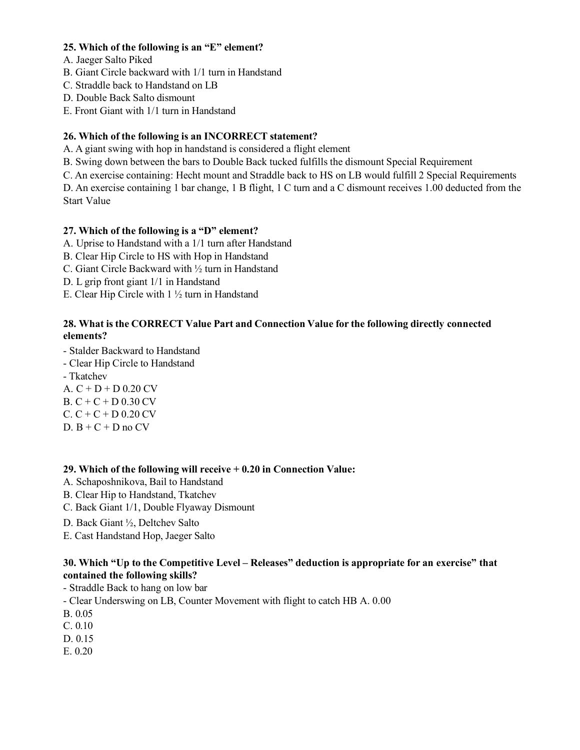**25. Which of the following is an "E" element?**

A. Jaeger Salto Piked
B. Giant Circle backward with 1/1 turn in Handstand
C. Straddle back to Handstand on LB
D. Double Back Salto dismount
E. Front Giant with 1/1 turn in Handstand

**26. Which of the following is an INCORRECT statement?**

A. A giant swing with hop in handstand is considered a flight element
B. Swing down between the bars to Double Back tucked fulfills the dismount Special Requirement
C. An exercise containing: Hecht mount and Straddle back to HS on LB would fulfill 2 Special Requirements
D. An exercise containing 1 bar change, 1 B flight, 1 C turn and a C dismount receives 1.00 deducted from the Start Value

**27. Which of the following is a "D" element?**

A. Uprise to Handstand with a 1/1 turn after Handstand
B. Clear Hip Circle to HS with Hop in Handstand
C. Giant Circle Backward with ½ turn in Handstand
D. L grip front giant 1/1 in Handstand
E. Clear Hip Circle with 1 ½ turn in Handstand

**28. What is the CORRECT Value Part and Connection Value for the following directly connected elements?**

- Stalder Backward to Handstand
- Clear Hip Circle to Handstand
- Tkatchev

A. C + D + D 0.20 CV
B. C + C + D 0.30 CV
C. C + C + D 0.20 CV
D. B + C + D no CV

**29. Which of the following will receive + 0.20 in Connection Value:**

A. Schaposhnikova, Bail to Handstand
B. Clear Hip to Handstand, Tkatchev
C. Back Giant 1/1, Double Flyaway Dismount
D. Back Giant ½, Deltchev Salto
E. Cast Handstand Hop, Jaeger Salto

**30. Which "Up to the Competitive Level – Releases" deduction is appropriate for an exercise" that contained the following skills?**

- Straddle Back to hang on low bar
- Clear Underswing on LB, Counter Movement with flight to catch HB A. 0.00

B. 0.05
C. 0.10
D. 0.15
E. 0.20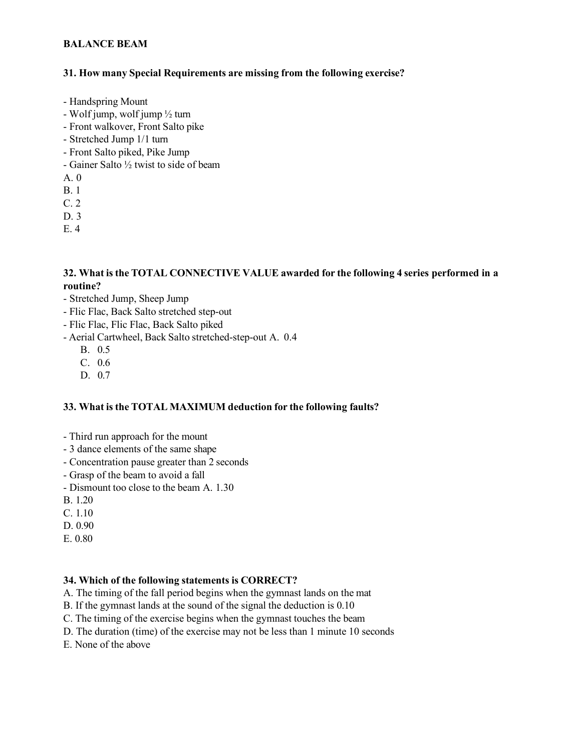**BALANCE BEAM**

**31. How many Special Requirements are missing from the following exercise?**

- Handspring Mount
- Wolf jump, wolf jump ½ turn
- Front walkover, Front Salto pike
- Stretched Jump 1/1 turn
- Front Salto piked, Pike Jump
- Gainer Salto ½ twist to side of beam

A. 0
B. 1
C. 2
D. 3
E. 4

**32. What is the TOTAL CONNECTIVE VALUE awarded for the following 4 series performed in a routine?**

- Stretched Jump, Sheep Jump
- Flic Flac, Back Salto stretched step-out
- Flic Flac, Flic Flac, Back Salto piked
- Aerial Cartwheel, Back Salto stretched-step-out A. 0.4

B. 0.5
C. 0.6
D. 0.7

**33. What is the TOTAL MAXIMUM deduction for the following faults?**

- Third run approach for the mount
- 3 dance elements of the same shape
- Concentration pause greater than 2 seconds
- Grasp of the beam to avoid a fall
- Dismount too close to the beam A. 1.30

B. 1.20
C. 1.10
D. 0.90
E. 0.80

**34. Which of the following statements is CORRECT?**

A. The timing of the fall period begins when the gymnast lands on the mat
B. If the gymnast lands at the sound of the signal the deduction is 0.10
C. The timing of the exercise begins when the gymnast touches the beam
D. The duration (time) of the exercise may not be less than 1 minute 10 seconds
E. None of the above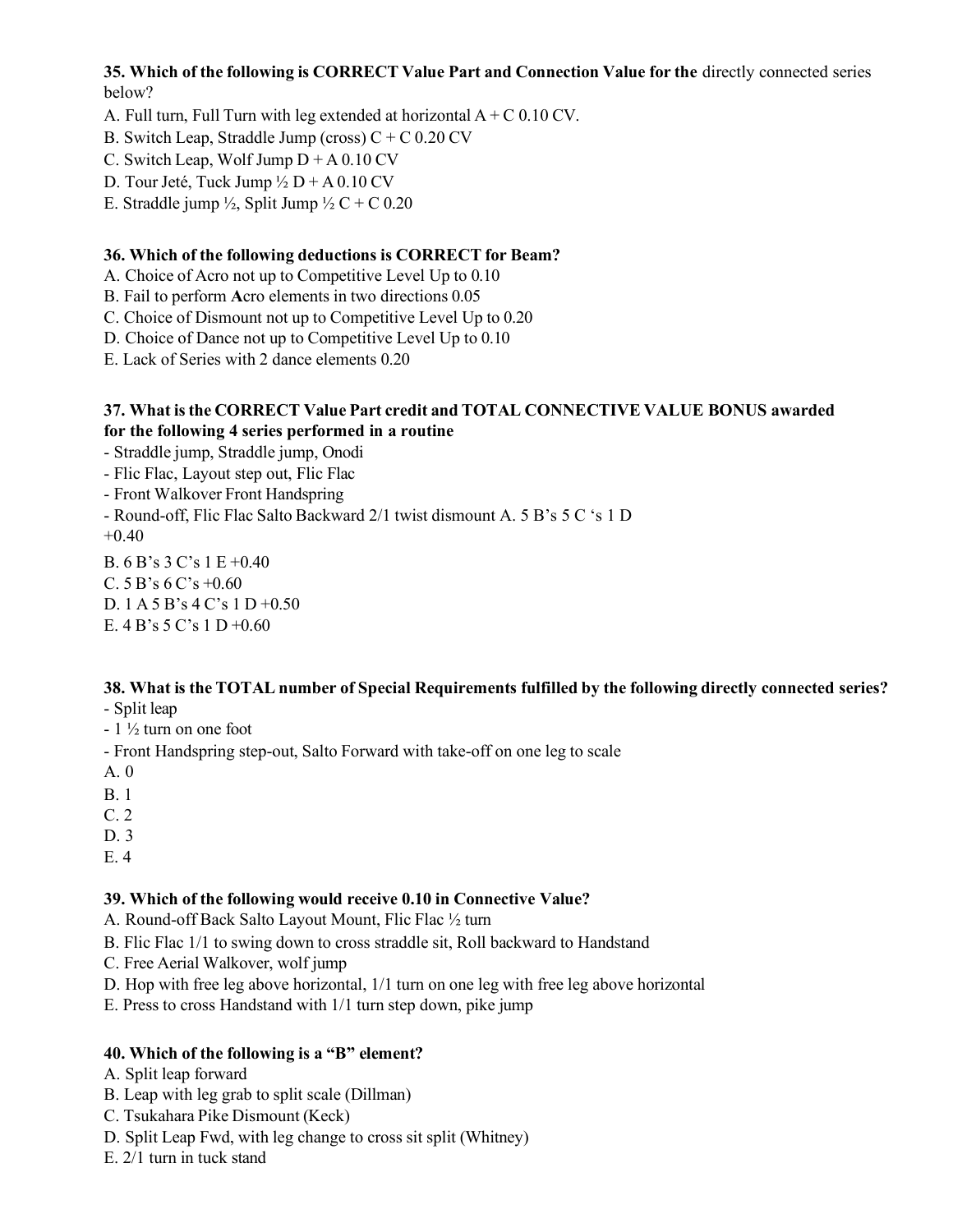**35. Which of the following is CORRECT Value Part and Connection Value for the** directly connected series below?

A. Full turn, Full Turn with leg extended at horizontal A + C 0.10 CV.
B. Switch Leap, Straddle Jump (cross) C + C 0.20 CV
C. Switch Leap, Wolf Jump D + A 0.10 CV
D. Tour Jeté, Tuck Jump ½ D + A 0.10 CV
E. Straddle jump ½, Split Jump ½ C + C 0.20

**36. Which of the following deductions is CORRECT for Beam?**

A. Choice of Acro not up to Competitive Level Up to 0.10
B. Fail to perform **A**cro elements in two directions 0.05
C. Choice of Dismount not up to Competitive Level Up to 0.20
D. Choice of Dance not up to Competitive Level Up to 0.10
E. Lack of Series with 2 dance elements 0.20

**37. What is the CORRECT Value Part credit and TOTAL CONNECTIVE VALUE BONUS awarded for the following 4 series performed in a routine**

- Straddle jump, Straddle jump, Onodi
- Flic Flac, Layout step out, Flic Flac
- Front Walkover Front Handspring
- Round-off, Flic Flac Salto Backward 2/1 twist dismount A. 5 B's 5 C 's 1 D +0.40

B. 6 B's 3 C's 1 E +0.40
C. 5 B's 6 C's +0.60
D. 1 A 5 B's 4 C's 1 D +0.50
E. 4 B's 5 C's 1 D +0.60

**38. What is the TOTAL number of Special Requirements fulfilled by the following directly connected series?**

- Split leap
- 1 ½ turn on one foot
- Front Handspring step-out, Salto Forward with take-off on one leg to scale

A. 0
B. 1
C. 2
D. 3
E. 4

**39. Which of the following would receive 0.10 in Connective Value?**

A. Round-off Back Salto Layout Mount, Flic Flac ½ turn
B. Flic Flac 1/1 to swing down to cross straddle sit, Roll backward to Handstand
C. Free Aerial Walkover, wolf jump
D. Hop with free leg above horizontal, 1/1 turn on one leg with free leg above horizontal
E. Press to cross Handstand with 1/1 turn step down, pike jump

**40. Which of the following is a "B" element?**

A. Split leap forward
B. Leap with leg grab to split scale (Dillman)
C. Tsukahara Pike Dismount (Keck)
D. Split Leap Fwd, with leg change to cross sit split (Whitney)
E. 2/1 turn in tuck stand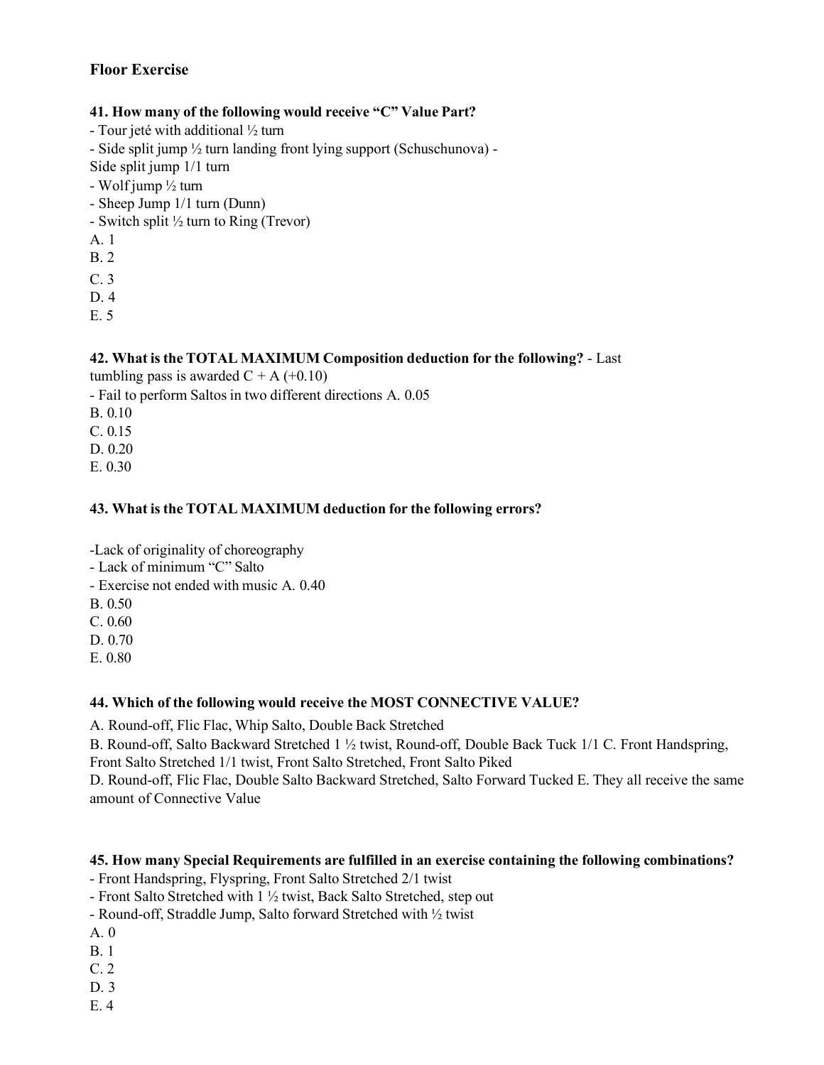## Floor Exercise

**41. How many of the following would receive "C" Value Part?**

- Tour jeté with additional ½ turn
- Side split jump ½ turn landing front lying support (Schuschunova) -
Side split jump 1/1 turn
- Wolf jump ½ turn
- Sheep Jump 1/1 turn (Dunn)
- Switch split ½ turn to Ring (Trevor)

A. 1
B. 2
C. 3
D. 4
E. 5

**42. What is the TOTAL MAXIMUM Composition deduction for the following?** - Last tumbling pass is awarded C + A (+0.10)
- Fail to perform Saltos in two different directions A. 0.05
B. 0.10
C. 0.15
D. 0.20
E. 0.30

**43. What is the TOTAL MAXIMUM deduction for the following errors?**

-Lack of originality of choreography
- Lack of minimum "C" Salto
- Exercise not ended with music A. 0.40
B. 0.50
C. 0.60
D. 0.70
E. 0.80

**44. Which of the following would receive the MOST CONNECTIVE VALUE?**

A. Round-off, Flic Flac, Whip Salto, Double Back Stretched
B. Round-off, Salto Backward Stretched 1 ½ twist, Round-off, Double Back Tuck 1/1 C. Front Handspring, Front Salto Stretched 1/1 twist, Front Salto Stretched, Front Salto Piked
D. Round-off, Flic Flac, Double Salto Backward Stretched, Salto Forward Tucked E. They all receive the same amount of Connective Value

**45. How many Special Requirements are fulfilled in an exercise containing the following combinations?**

- Front Handspring, Flyspring, Front Salto Stretched 2/1 twist
- Front Salto Stretched with 1 ½ twist, Back Salto Stretched, step out
- Round-off, Straddle Jump, Salto forward Stretched with ½ twist

A. 0
B. 1
C. 2
D. 3
E. 4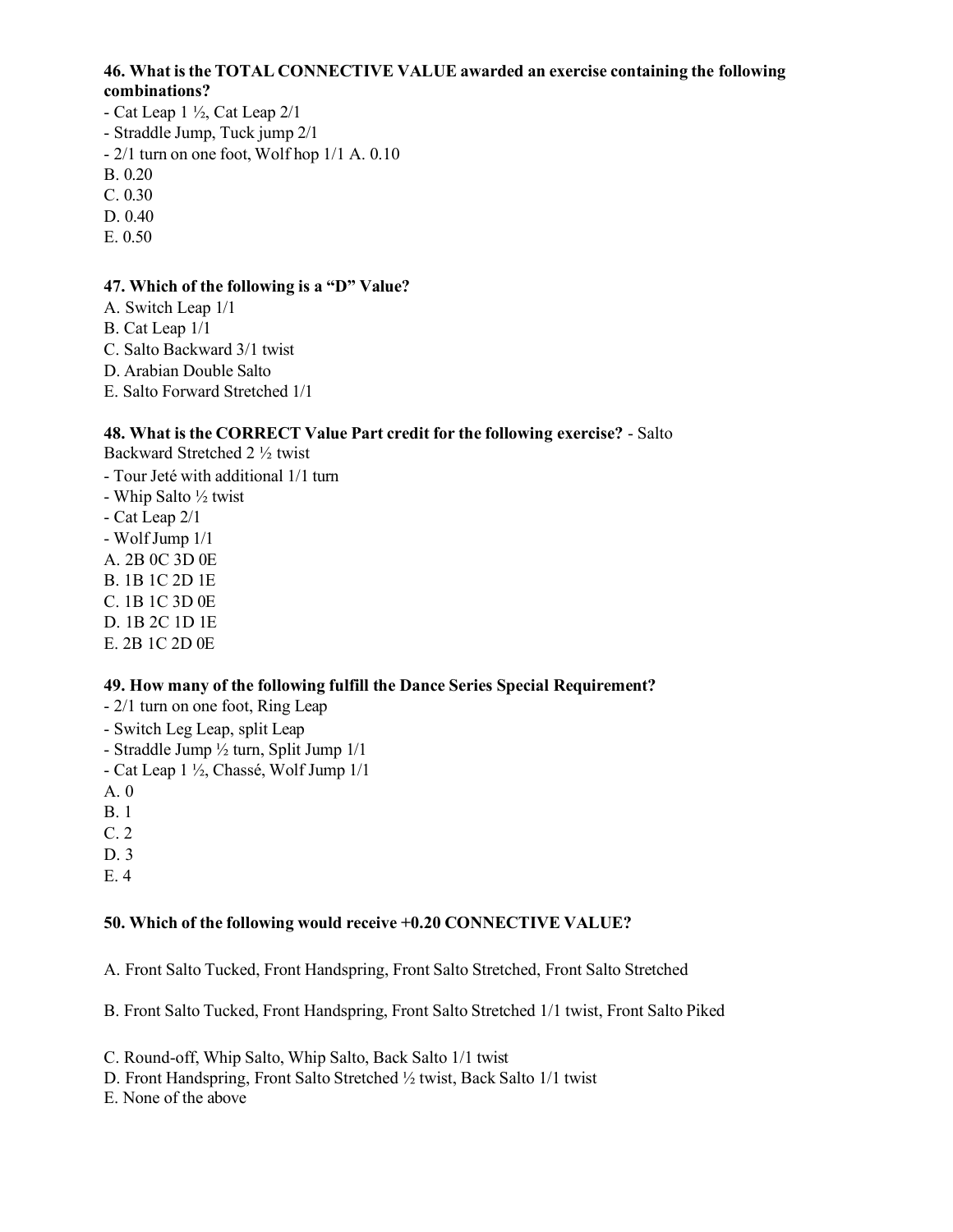**46. What is the TOTAL CONNECTIVE VALUE awarded an exercise containing the following combinations?**

- Cat Leap 1 ½, Cat Leap 2/1
- Straddle Jump, Tuck jump 2/1
- 2/1 turn on one foot, Wolf hop 1/1 A. 0.10

B. 0.20

C. 0.30

D. 0.40

E. 0.50

**47. Which of the following is a "D" Value?**

A. Switch Leap 1/1

B. Cat Leap 1/1

C. Salto Backward 3/1 twist

D. Arabian Double Salto

E. Salto Forward Stretched 1/1

**48. What is the CORRECT Value Part credit for the following exercise?** - Salto Backward Stretched 2 ½ twist

- Tour Jeté with additional 1/1 turn
- Whip Salto ½ twist
- Cat Leap 2/1
- Wolf Jump 1/1

A. 2B 0C 3D 0E

B. 1B 1C 2D 1E

C. 1B 1C 3D 0E

D. 1B 2C 1D 1E

E. 2B 1C 2D 0E

**49. How many of the following fulfill the Dance Series Special Requirement?**

- 2/1 turn on one foot, Ring Leap
- Switch Leg Leap, split Leap
- Straddle Jump ½ turn, Split Jump 1/1
- Cat Leap 1 ½, Chassé, Wolf Jump 1/1

A. 0

B. 1

C. 2

D. 3

E. 4

**50. Which of the following would receive +0.20 CONNECTIVE VALUE?**

A. Front Salto Tucked, Front Handspring, Front Salto Stretched, Front Salto Stretched

B. Front Salto Tucked, Front Handspring, Front Salto Stretched 1/1 twist, Front Salto Piked

C. Round-off, Whip Salto, Whip Salto, Back Salto 1/1 twist

D. Front Handspring, Front Salto Stretched ½ twist, Back Salto 1/1 twist

E. None of the above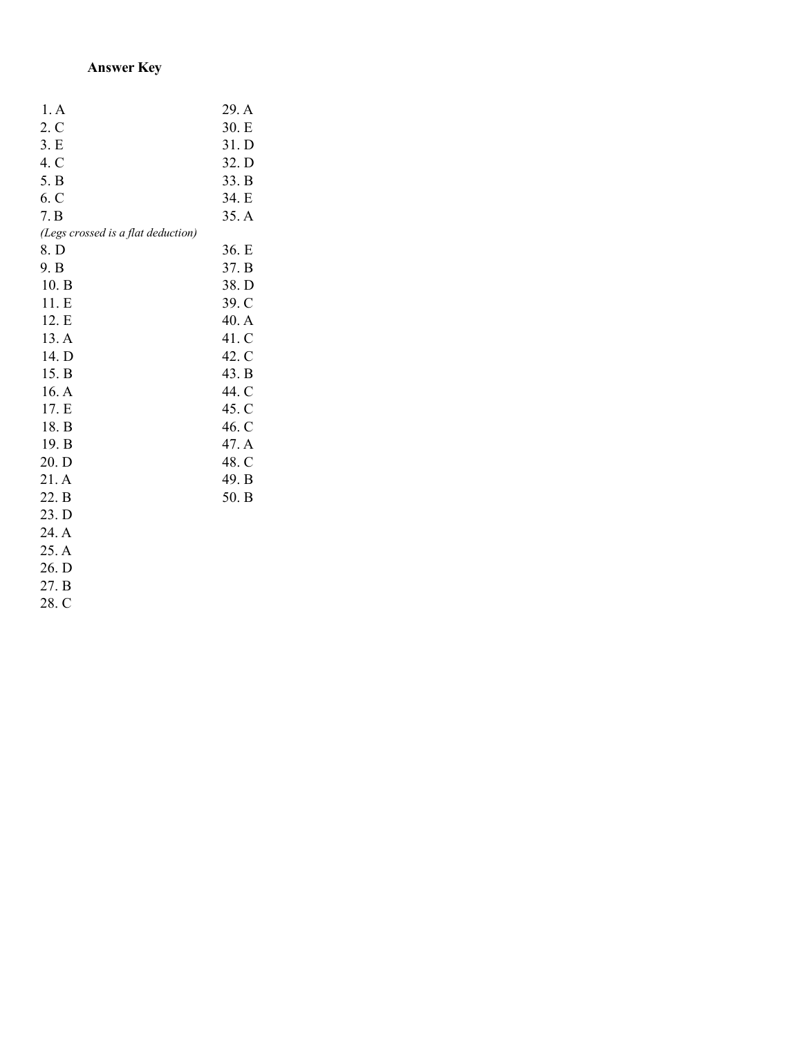**Answer Key**

1. A
2. C
3. E
4. C
5. B
6. C
7. B

*(Legs crossed is a flat deduction)*

8. D
9. B
10. B
11. E
12. E
13. A
14. D
15. B
16. A
17. E
18. B
19. B
20. D
21. A
22. B
23. D
24. A
25. A
26. D
27. B
28. C
29. A
30. E
31. D
32. D
33. B
34. E
35. A
36. E
37. B
38. D
39. C
40. A
41. C
42. C
43. B
44. C
45. C
46. C
47. A
48. C
49. B
50. B